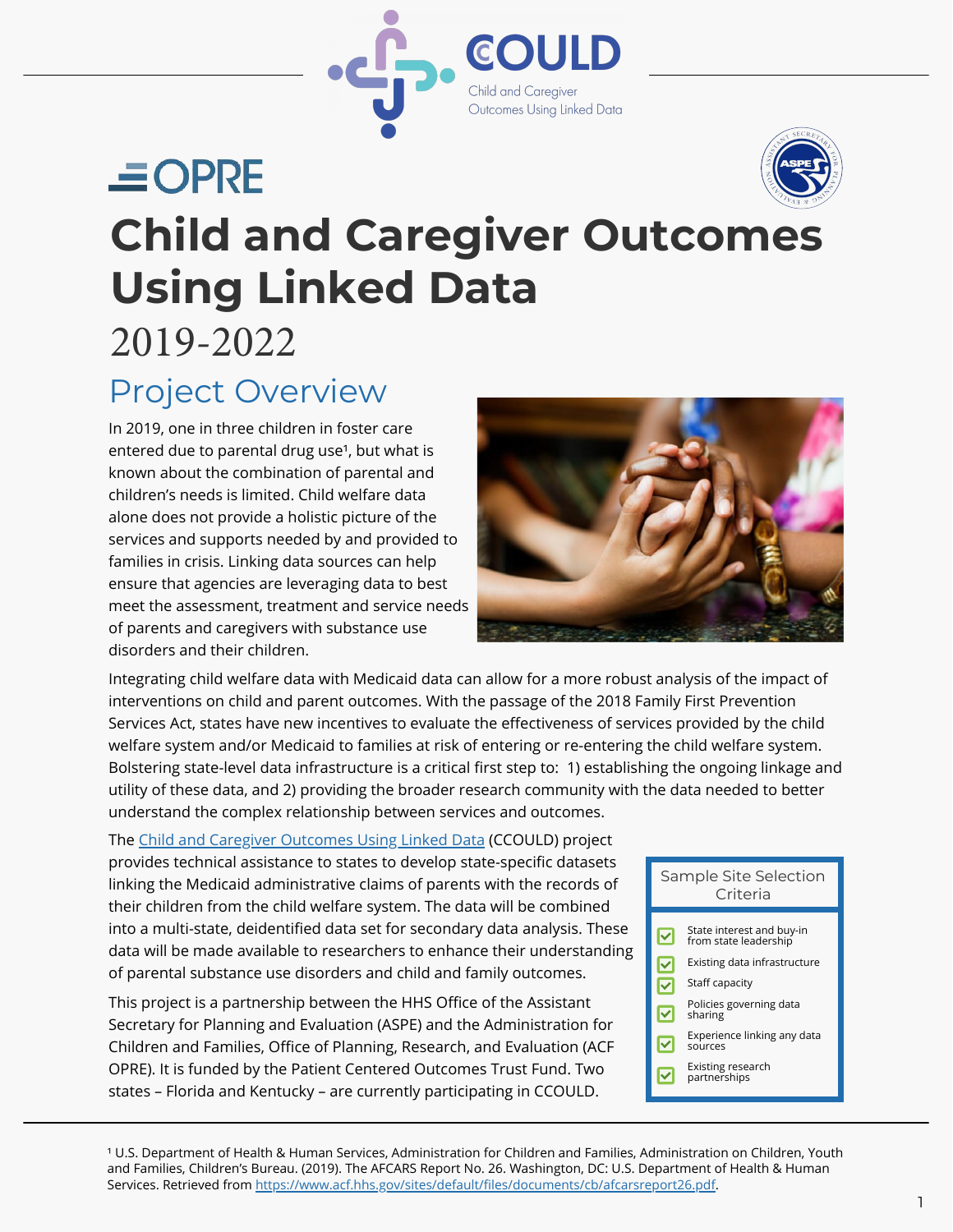# Child and Caregiver Outcomes Using Linked Data

2019-2022

## Project Overview

In 2019, one in three children in foster care entered due to parental drug use[1], but what is known about the combination of parental and children's needs is limited. Child welfare data alone does not provide a holistic picture of the services and supports needed by and provided to families in crisis. Linking data sources can help ensure that agencies are leveraging data to best meet the assessment, treatment and service needs of parents and caregivers with substance use disorders and their children.

Integrating child welfare data with Medicaid data can allow for a more robust analysis of the impact of interventions on child and parent outcomes. With the passage of the 2018 Family First Prevention Services Act, states have new incentives to evaluate the effectiveness of services provided by the child welfare system and/or Medicaid to families at risk of entering or re-entering the child welfare system. Bolstering state-level data infrastructure is a critical first step to: 1) establishing the ongoing linkage and utility of these data, and 2) providing the broader research community with the data needed to better understand the complex relationship between services and outcomes.

The [Child and Caregiver Outcomes Using Linked Data](#) (CCOULD) project provides technical assistance to states to develop state-specific datasets linking the Medicaid administrative claims of parents with the records of their children from the child welfare system. The data will be combined into a multi-state, deidentified data set for secondary data analysis. These data will be made available to researchers to enhance their understanding of parental substance use disorders and child and family outcomes.

This project is a partnership between the HHS Office of the Assistant Secretary for Planning and Evaluation (ASPE) and the Administration for Children and Families, Office of Planning, Research, and Evaluation (ACF OPRE). It is funded by the Patient Centered Outcomes Trust Fund. Two states – Florida and Kentucky – are currently participating in CCOULD.

**Sample Site Selection Criteria**

- State interest and buy-in from state leadership
- Existing data infrastructure
- Staff capacity
- Policies governing data sharing
- Experience linking any data sources
- Existing research partnerships

---

[1] U.S. Department of Health & Human Services, Administration for Children and Families, Administration on Children, Youth and Families, Children's Bureau. (2019). The AFCARS Report No. 26. Washington, DC: U.S. Department of Health & Human Services. Retrieved from https://www.acf.hhs.gov/sites/default/files/documents/cb/afcarsreport26.pdf.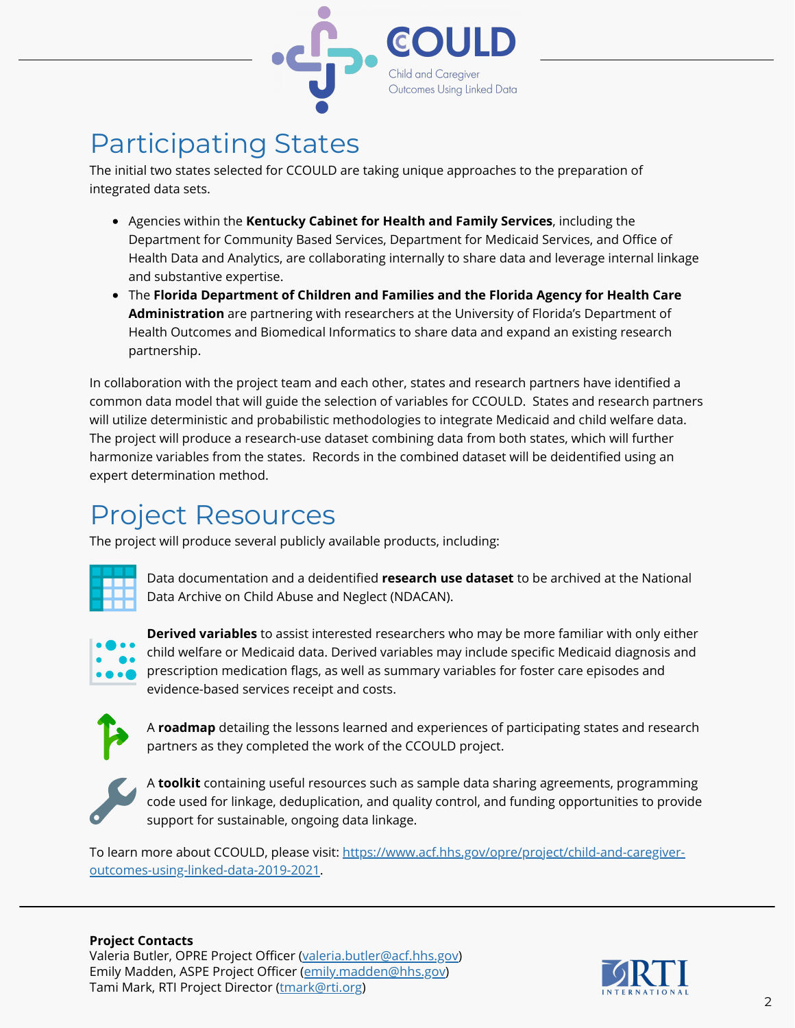# Participating States

The initial two states selected for CCOULD are taking unique approaches to the preparation of integrated data sets.

- Agencies within the **Kentucky Cabinet for Health and Family Services**, including the Department for Community Based Services, Department for Medicaid Services, and Office of Health Data and Analytics, are collaborating internally to share data and leverage internal linkage and substantive expertise.
- The **Florida Department of Children and Families and the Florida Agency for Health Care Administration** are partnering with researchers at the University of Florida's Department of Health Outcomes and Biomedical Informatics to share data and expand an existing research partnership.

In collaboration with the project team and each other, states and research partners have identified a common data model that will guide the selection of variables for CCOULD. States and research partners will utilize deterministic and probabilistic methodologies to integrate Medicaid and child welfare data. The project will produce a research-use dataset combining data from both states, which will further harmonize variables from the states. Records in the combined dataset will be deidentified using an expert determination method.

# Project Resources

The project will produce several publicly available products, including:

Data documentation and a deidentified **research use dataset** to be archived at the National Data Archive on Child Abuse and Neglect (NDACAN).

**Derived variables** to assist interested researchers who may be more familiar with only either child welfare or Medicaid data. Derived variables may include specific Medicaid diagnosis and prescription medication flags, as well as summary variables for foster care episodes and evidence-based services receipt and costs.

A **roadmap** detailing the lessons learned and experiences of participating states and research partners as they completed the work of the CCOULD project.

A **toolkit** containing useful resources such as sample data sharing agreements, programming code used for linkage, deduplication, and quality control, and funding opportunities to provide support for sustainable, ongoing data linkage.

To learn more about CCOULD, please visit: [https://www.acf.hhs.gov/opre/project/child-and-caregiver-outcomes-using-linked-data-2019-2021](https://www.acf.hhs.gov/opre/project/child-and-caregiver-outcomes-using-linked-data-2019-2021).

**Project Contacts**
Valeria Butler, OPRE Project Officer (valeria.butler@acf.hhs.gov)
Emily Madden, ASPE Project Officer (emily.madden@hhs.gov)
Tami Mark, RTI Project Director (tmark@rti.org)